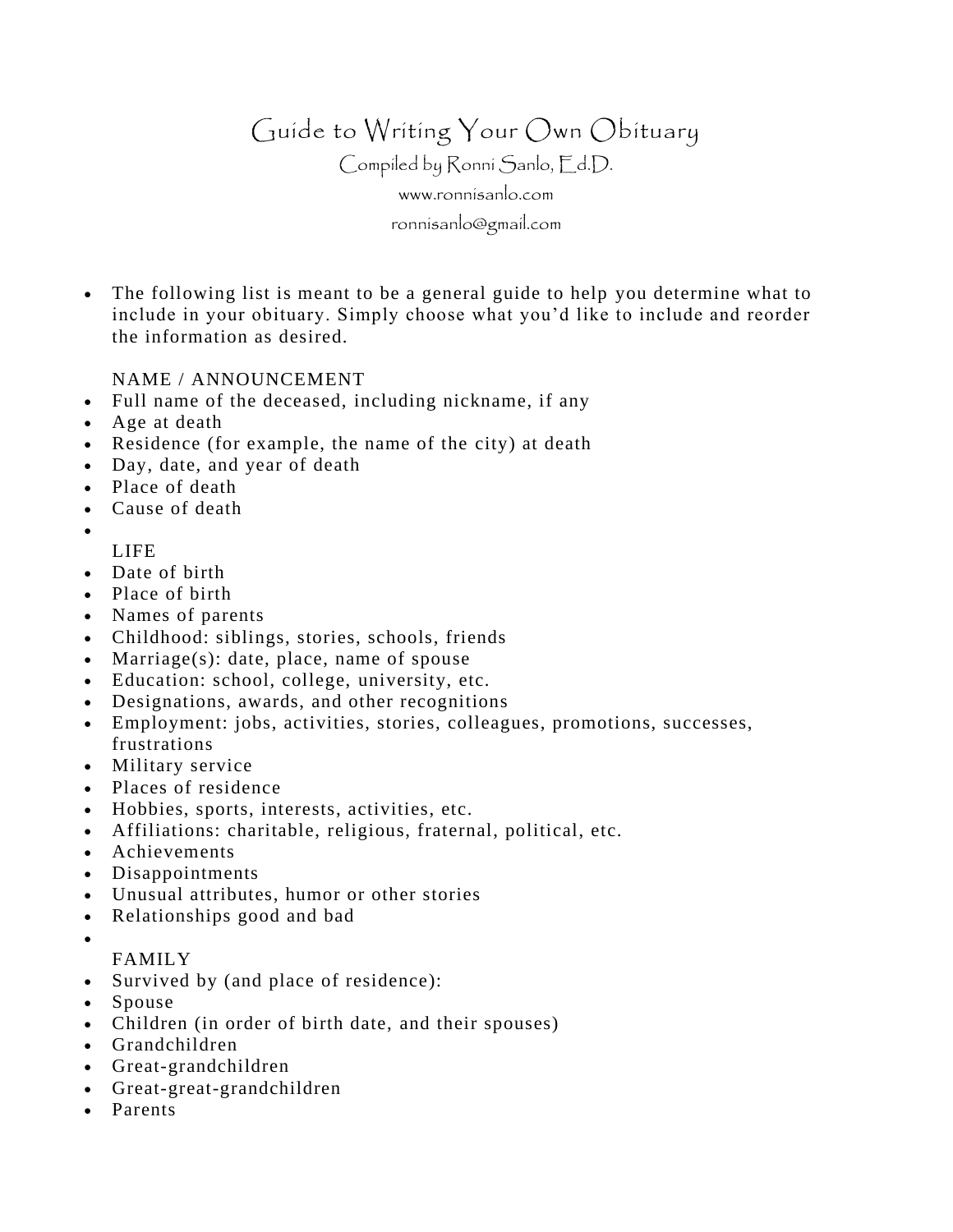# Guide to Writing Your Own Obituary

Compiled by Ronni Sanlo, Ed.D.

www.ronnisanlo.com

ronnisanlo@gmail.com

- The following list is meant to be a general guide to help you determine what to include in your obituary. Simply choose what you'd like to include and reorder the information as desired.

NAME / ANNOUNCEMENT

- Full name of the deceased, including nickname, if any
- Age at death
- Residence (for example, the name of the city) at death
- Day, date, and year of death
- Place of death
- Cause of death

LIFE

- Date of birth
- Place of birth
- Names of parents
- Childhood: siblings, stories, schools, friends
- Marriage(s): date, place, name of spouse
- Education: school, college, university, etc.
- Designations, awards, and other recognitions
- Employment: jobs, activities, stories, colleagues, promotions, successes, frustrations
- Military service
- Places of residence
- Hobbies, sports, interests, activities, etc.
- Affiliations: charitable, religious, fraternal, political, etc.
- Achievements
- Disappointments
- Unusual attributes, humor or other stories
- Relationships good and bad

FAMILY

- Survived by (and place of residence):
- Spouse
- Children (in order of birth date, and their spouses)
- Grandchildren
- Great-grandchildren
- Great-great-grandchildren
- Parents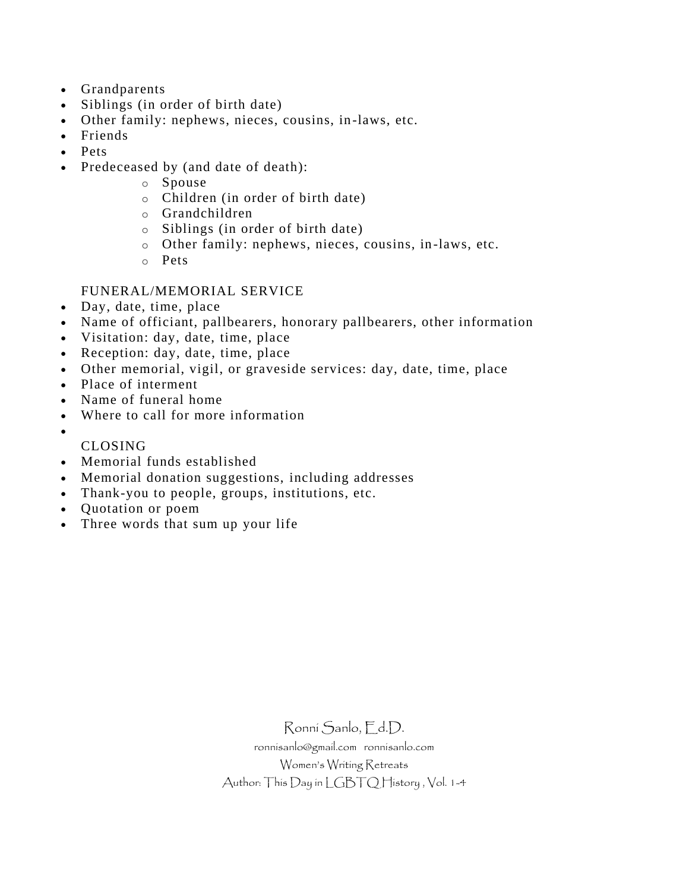- Grandparents
- Siblings (in order of birth date)
- Other family: nephews, nieces, cousins, in-laws, etc.
- Friends
- Pets
- Predeceased by (and date of death):
    - Spouse
    - Children (in order of birth date)
    - Grandchildren
    - Siblings (in order of birth date)
    - Other family: nephews, nieces, cousins, in-laws, etc.
    - Pets

FUNERAL/MEMORIAL SERVICE

- Day, date, time, place
- Name of officiant, pallbearers, honorary pallbearers, other information
- Visitation: day, date, time, place
- Reception: day, date, time, place
- Other memorial, vigil, or graveside services: day, date, time, place
- Place of interment
- Name of funeral home
- Where to call for more information

CLOSING

- Memorial funds established
- Memorial donation suggestions, including addresses
- Thank-you to people, groups, institutions, etc.
- Quotation or poem
- Three words that sum up your life

Ronni Sanlo, Ed.D.
ronnisanlo@gmail.com ronnisanlo.com
Women's Writing Retreats
Author: This Day in LGBTQ History , Vol. 1-4